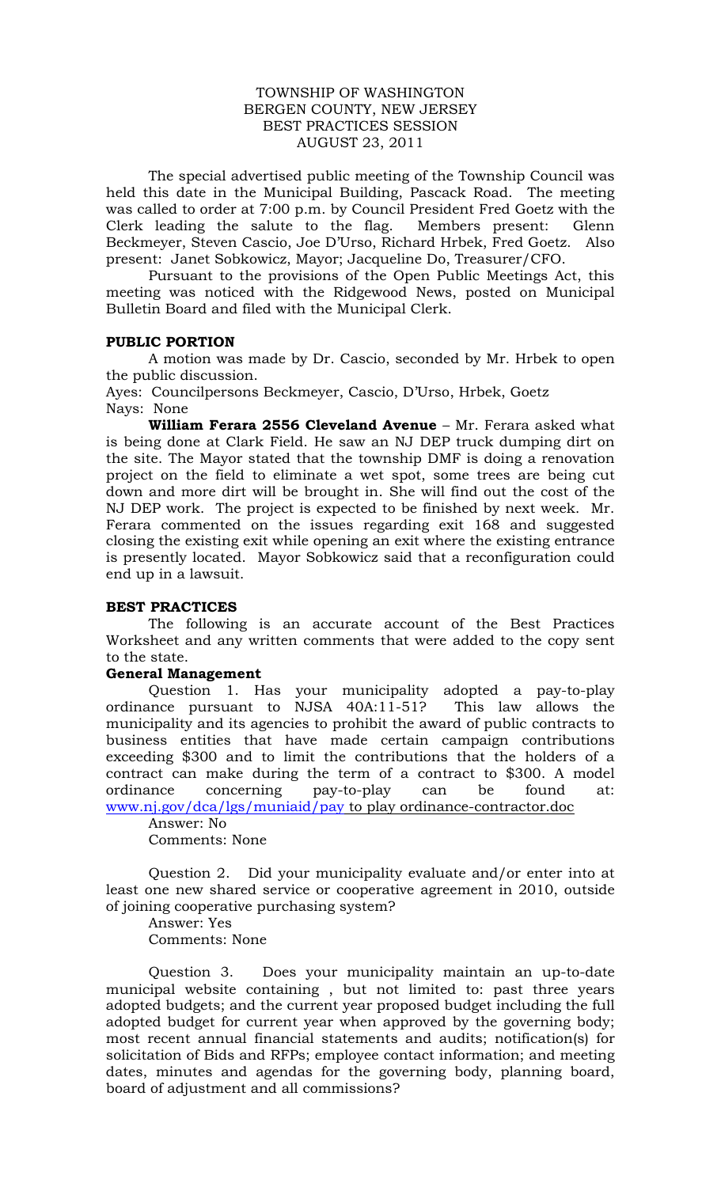TOWNSHIP OF WASHINGTON
BERGEN COUNTY, NEW JERSEY
BEST PRACTICES SESSION
AUGUST 23, 2011

The special advertised public meeting of the Township Council was held this date in the Municipal Building, Pascack Road. The meeting was called to order at 7:00 p.m. by Council President Fred Goetz with the Clerk leading the salute to the flag. Members present: Glenn Beckmeyer, Steven Cascio, Joe D'Urso, Richard Hrbek, Fred Goetz. Also present: Janet Sobkowicz, Mayor; Jacqueline Do, Treasurer/CFO.

Pursuant to the provisions of the Open Public Meetings Act, this meeting was noticed with the Ridgewood News, posted on Municipal Bulletin Board and filed with the Municipal Clerk.

**PUBLIC PORTION**

A motion was made by Dr. Cascio, seconded by Mr. Hrbek to open the public discussion.

Ayes: Councilpersons Beckmeyer, Cascio, D'Urso, Hrbek, Goetz
Nays: None

**William Ferara 2556 Cleveland Avenue** – Mr. Ferara asked what is being done at Clark Field. He saw an NJ DEP truck dumping dirt on the site. The Mayor stated that the township DMF is doing a renovation project on the field to eliminate a wet spot, some trees are being cut down and more dirt will be brought in. She will find out the cost of the NJ DEP work. The project is expected to be finished by next week. Mr. Ferara commented on the issues regarding exit 168 and suggested closing the existing exit while opening an exit where the existing entrance is presently located. Mayor Sobkowicz said that a reconfiguration could end up in a lawsuit.

**BEST PRACTICES**

The following is an accurate account of the Best Practices Worksheet and any written comments that were added to the copy sent to the state.

**General Management**

Question 1. Has your municipality adopted a pay-to-play ordinance pursuant to NJSA 40A:11-51? This law allows the municipality and its agencies to prohibit the award of public contracts to business entities that have made certain campaign contributions exceeding $300 and to limit the contributions that the holders of a contract can make during the term of a contract to $300. A model ordinance concerning pay-to-play can be found at: www.nj.gov/dca/lgs/muniaid/pay to play ordinance-contractor.doc

Answer: No
Comments: None

Question 2. Did your municipality evaluate and/or enter into at least one new shared service or cooperative agreement in 2010, outside of joining cooperative purchasing system?

Answer: Yes
Comments: None

Question 3. Does your municipality maintain an up-to-date municipal website containing , but not limited to: past three years adopted budgets; and the current year proposed budget including the full adopted budget for current year when approved by the governing body; most recent annual financial statements and audits; notification(s) for solicitation of Bids and RFPs; employee contact information; and meeting dates, minutes and agendas for the governing body, planning board, board of adjustment and all commissions?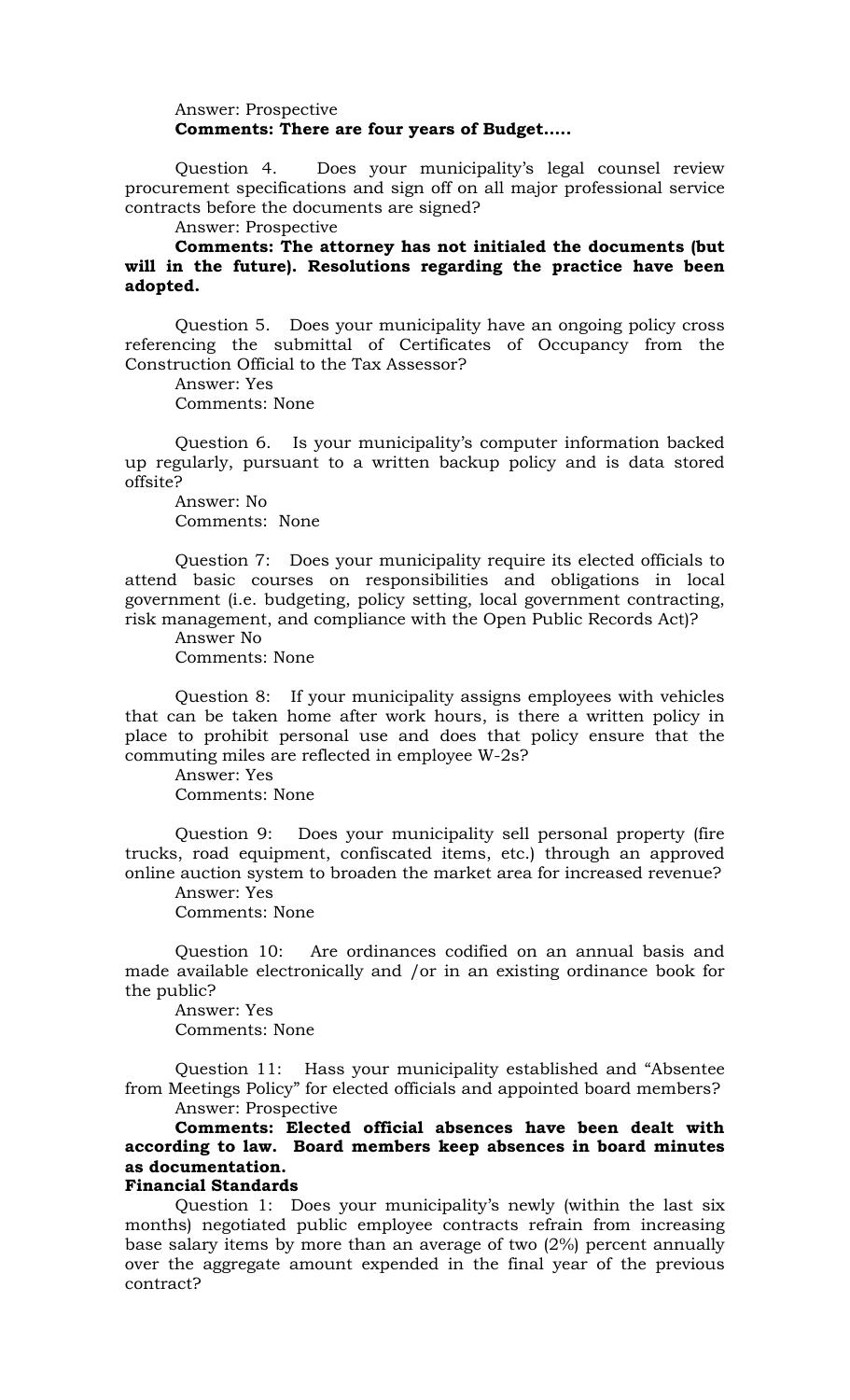Answer: Prospective

**Comments: There are four years of Budget…..**

Question 4. Does your municipality's legal counsel review procurement specifications and sign off on all major professional service contracts before the documents are signed?

Answer: Prospective

**Comments: The attorney has not initialed the documents (but will in the future). Resolutions regarding the practice have been adopted.**

Question 5. Does your municipality have an ongoing policy cross referencing the submittal of Certificates of Occupancy from the Construction Official to the Tax Assessor?

Answer: Yes

Comments: None

Question 6. Is your municipality's computer information backed up regularly, pursuant to a written backup policy and is data stored offsite?

Answer: No

Comments: None

Question 7: Does your municipality require its elected officials to attend basic courses on responsibilities and obligations in local government (i.e. budgeting, policy setting, local government contracting, risk management, and compliance with the Open Public Records Act)?

Answer No

Comments: None

Question 8: If your municipality assigns employees with vehicles that can be taken home after work hours, is there a written policy in place to prohibit personal use and does that policy ensure that the commuting miles are reflected in employee W-2s?

Answer: Yes

Comments: None

Question 9: Does your municipality sell personal property (fire trucks, road equipment, confiscated items, etc.) through an approved online auction system to broaden the market area for increased revenue?

Answer: Yes

Comments: None

Question 10: Are ordinances codified on an annual basis and made available electronically and /or in an existing ordinance book for the public?

Answer: Yes

Comments: None

Question 11: Hass your municipality established and "Absentee from Meetings Policy" for elected officials and appointed board members?

Answer: Prospective

**Comments: Elected official absences have been dealt with according to law. Board members keep absences in board minutes as documentation.**

**Financial Standards**

Question 1: Does your municipality's newly (within the last six months) negotiated public employee contracts refrain from increasing base salary items by more than an average of two (2%) percent annually over the aggregate amount expended in the final year of the previous contract?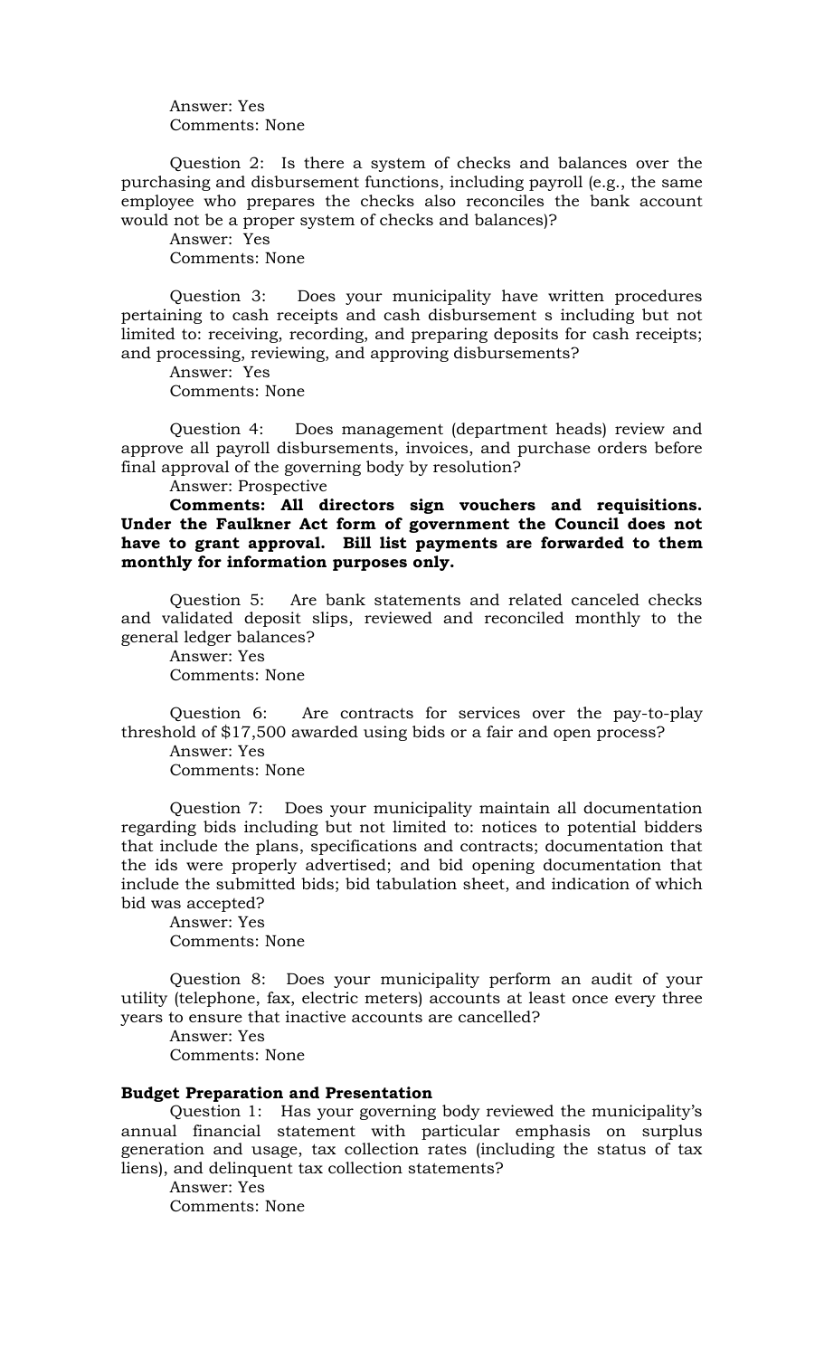Answer: Yes
Comments: None

Question 2: Is there a system of checks and balances over the purchasing and disbursement functions, including payroll (e.g., the same employee who prepares the checks also reconciles the bank account would not be a proper system of checks and balances)?

Answer: Yes
Comments: None

Question 3: Does your municipality have written procedures pertaining to cash receipts and cash disbursement s including but not limited to: receiving, recording, and preparing deposits for cash receipts; and processing, reviewing, and approving disbursements?

Answer: Yes
Comments: None

Question 4: Does management (department heads) review and approve all payroll disbursements, invoices, and purchase orders before final approval of the governing body by resolution?

Answer: Prospective
**Comments: All directors sign vouchers and requisitions. Under the Faulkner Act form of government the Council does not have to grant approval. Bill list payments are forwarded to them monthly for information purposes only.**

Question 5: Are bank statements and related canceled checks and validated deposit slips, reviewed and reconciled monthly to the general ledger balances?

Answer: Yes
Comments: None

Question 6: Are contracts for services over the pay-to-play threshold of $17,500 awarded using bids or a fair and open process?

Answer: Yes
Comments: None

Question 7: Does your municipality maintain all documentation regarding bids including but not limited to: notices to potential bidders that include the plans, specifications and contracts; documentation that the ids were properly advertised; and bid opening documentation that include the submitted bids; bid tabulation sheet, and indication of which bid was accepted?

Answer: Yes
Comments: None

Question 8: Does your municipality perform an audit of your utility (telephone, fax, electric meters) accounts at least once every three years to ensure that inactive accounts are cancelled?

Answer: Yes
Comments: None

**Budget Preparation and Presentation**

Question 1: Has your governing body reviewed the municipality's annual financial statement with particular emphasis on surplus generation and usage, tax collection rates (including the status of tax liens), and delinquent tax collection statements?

Answer: Yes
Comments: None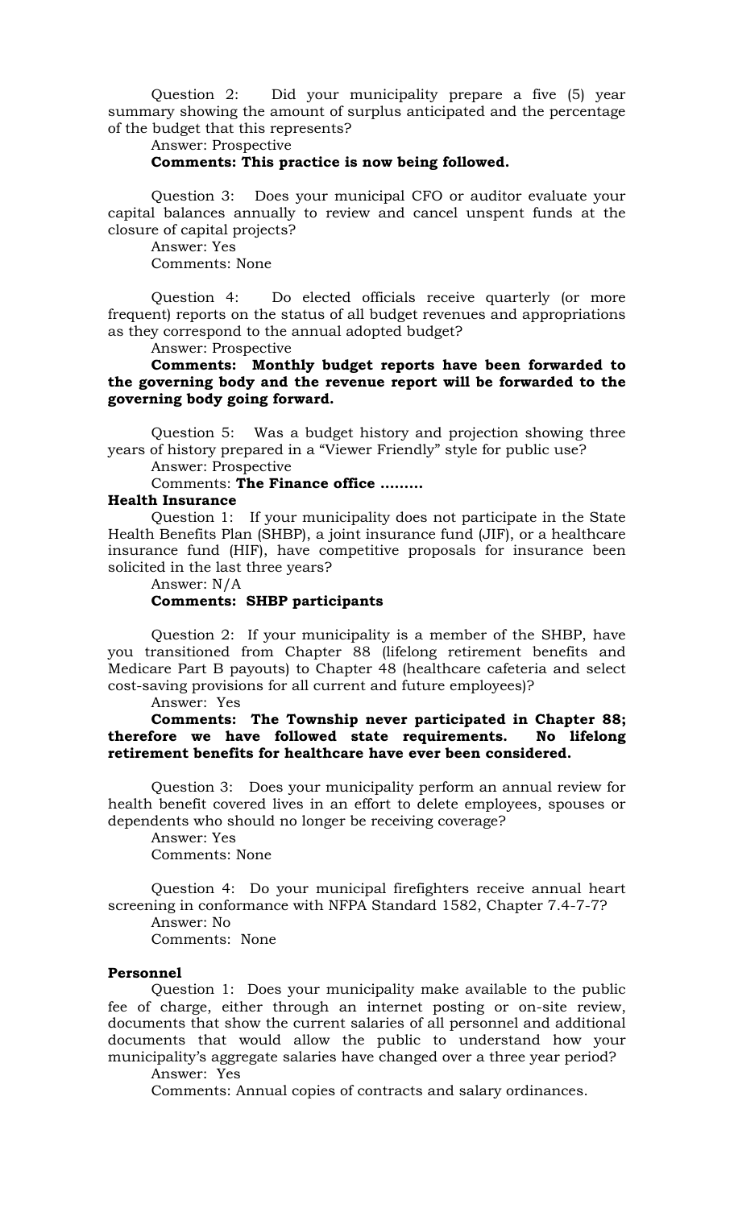Question 2: Did your municipality prepare a five (5) year summary showing the amount of surplus anticipated and the percentage of the budget that this represents?

Answer: Prospective

**Comments: This practice is now being followed.**

Question 3: Does your municipal CFO or auditor evaluate your capital balances annually to review and cancel unspent funds at the closure of capital projects?

Answer: Yes

Comments: None

Question 4: Do elected officials receive quarterly (or more frequent) reports on the status of all budget revenues and appropriations as they correspond to the annual adopted budget?

Answer: Prospective

**Comments: Monthly budget reports have been forwarded to the governing body and the revenue report will be forwarded to the governing body going forward.**

Question 5: Was a budget history and projection showing three years of history prepared in a "Viewer Friendly" style for public use?

Answer: Prospective

Comments: **The Finance office .........**

**Health Insurance**

Question 1: If your municipality does not participate in the State Health Benefits Plan (SHBP), a joint insurance fund (JIF), or a healthcare insurance fund (HIF), have competitive proposals for insurance been solicited in the last three years?

Answer: N/A

**Comments: SHBP participants**

Question 2: If your municipality is a member of the SHBP, have you transitioned from Chapter 88 (lifelong retirement benefits and Medicare Part B payouts) to Chapter 48 (healthcare cafeteria and select cost-saving provisions for all current and future employees)?

Answer: Yes

**Comments: The Township never participated in Chapter 88; therefore we have followed state requirements. No lifelong retirement benefits for healthcare have ever been considered.**

Question 3: Does your municipality perform an annual review for health benefit covered lives in an effort to delete employees, spouses or dependents who should no longer be receiving coverage?

Answer: Yes

Comments: None

Question 4: Do your municipal firefighters receive annual heart screening in conformance with NFPA Standard 1582, Chapter 7.4-7-7?

Answer: No

Comments: None

**Personnel**

Question 1: Does your municipality make available to the public fee of charge, either through an internet posting or on-site review, documents that show the current salaries of all personnel and additional documents that would allow the public to understand how your municipality's aggregate salaries have changed over a three year period?

Answer: Yes

Comments: Annual copies of contracts and salary ordinances.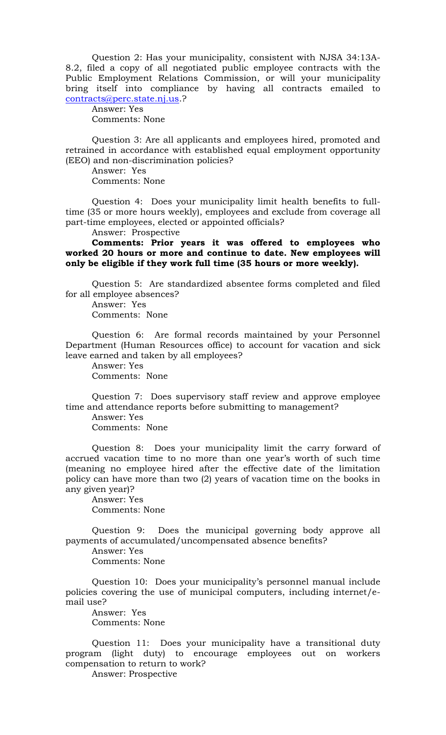Question 2: Has your municipality, consistent with NJSA 34:13A-8.2, filed a copy of all negotiated public employee contracts with the Public Employment Relations Commission, or will your municipality bring itself into compliance by having all contracts emailed to contracts@perc.state.nj.us.?

Answer: Yes
Comments: None

Question 3: Are all applicants and employees hired, promoted and retrained in accordance with established equal employment opportunity (EEO) and non-discrimination policies?

Answer: Yes
Comments: None

Question 4: Does your municipality limit health benefits to full-time (35 or more hours weekly), employees and exclude from coverage all part-time employees, elected or appointed officials?

Answer: Prospective
**Comments: Prior years it was offered to employees who worked 20 hours or more and continue to date. New employees will only be eligible if they work full time (35 hours or more weekly).**

Question 5: Are standardized absentee forms completed and filed for all employee absences?

Answer: Yes
Comments: None

Question 6: Are formal records maintained by your Personnel Department (Human Resources office) to account for vacation and sick leave earned and taken by all employees?

Answer: Yes
Comments: None

Question 7: Does supervisory staff review and approve employee time and attendance reports before submitting to management?

Answer: Yes
Comments: None

Question 8: Does your municipality limit the carry forward of accrued vacation time to no more than one year's worth of such time (meaning no employee hired after the effective date of the limitation policy can have more than two (2) years of vacation time on the books in any given year)?

Answer: Yes
Comments: None

Question 9: Does the municipal governing body approve all payments of accumulated/uncompensated absence benefits?

Answer: Yes
Comments: None

Question 10: Does your municipality's personnel manual include policies covering the use of municipal computers, including internet/e-mail use?

Answer: Yes
Comments: None

Question 11: Does your municipality have a transitional duty program (light duty) to encourage employees out on workers compensation to return to work?

Answer: Prospective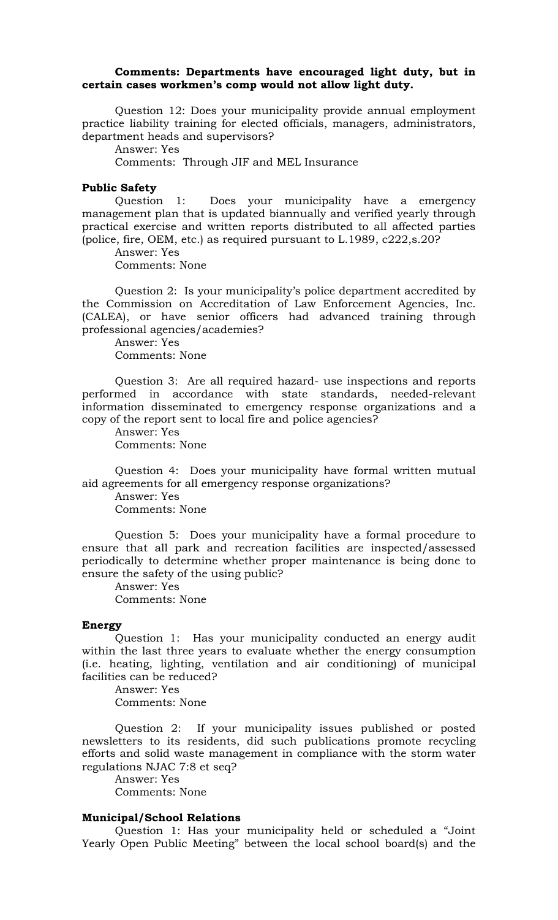**Comments: Departments have encouraged light duty, but in certain cases workmen's comp would not allow light duty.**

Question 12: Does your municipality provide annual employment practice liability training for elected officials, managers, administrators, department heads and supervisors?

Answer: Yes

Comments: Through JIF and MEL Insurance

**Public Safety**

Question 1: Does your municipality have a emergency management plan that is updated biannually and verified yearly through practical exercise and written reports distributed to all affected parties (police, fire, OEM, etc.) as required pursuant to L.1989, c222,s.20?

Answer: Yes

Comments: None

Question 2: Is your municipality's police department accredited by the Commission on Accreditation of Law Enforcement Agencies, Inc. (CALEA), or have senior officers had advanced training through professional agencies/academies?

Answer: Yes

Comments: None

Question 3: Are all required hazard- use inspections and reports performed in accordance with state standards, needed-relevant information disseminated to emergency response organizations and a copy of the report sent to local fire and police agencies?

Answer: Yes

Comments: None

Question 4: Does your municipality have formal written mutual aid agreements for all emergency response organizations?

Answer: Yes

Comments: None

Question 5: Does your municipality have a formal procedure to ensure that all park and recreation facilities are inspected/assessed periodically to determine whether proper maintenance is being done to ensure the safety of the using public?

Answer: Yes

Comments: None

**Energy**

Question 1: Has your municipality conducted an energy audit within the last three years to evaluate whether the energy consumption (i.e. heating, lighting, ventilation and air conditioning) of municipal facilities can be reduced?

Answer: Yes

Comments: None

Question 2: If your municipality issues published or posted newsletters to its residents, did such publications promote recycling efforts and solid waste management in compliance with the storm water regulations NJAC 7:8 et seq?

Answer: Yes

Comments: None

**Municipal/School Relations**

Question 1: Has your municipality held or scheduled a "Joint Yearly Open Public Meeting" between the local school board(s) and the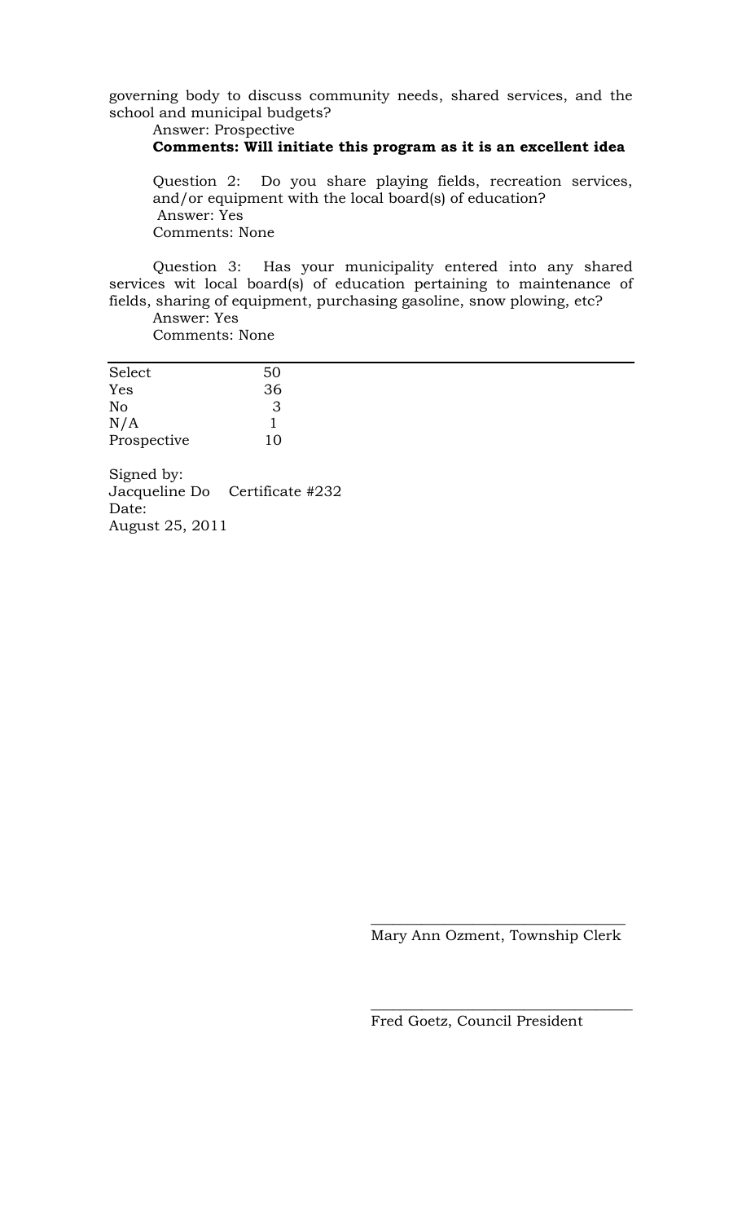governing body to discuss community needs, shared services, and the school and municipal budgets?

Answer: Prospective

**Comments: Will initiate this program as it is an excellent idea**

Question 2: Do you share playing fields, recreation services, and/or equipment with the local board(s) of education?

Answer: Yes

Comments: None

Question 3: Has your municipality entered into any shared services wit local board(s) of education pertaining to maintenance of fields, sharing of equipment, purchasing gasoline, snow plowing, etc?

Answer: Yes

Comments: None

| | |
|---|---|
| Select | 50 |
| Yes | 36 |
| No | 3 |
| N/A | 1 |
| Prospective | 10 |

Signed by:
Jacqueline Do Certificate #232
Date:
August 25, 2011

\_\_\_\_\_\_\_\_\_\_\_\_\_\_\_\_\_\_\_\_\_\_\_\_\_\_\_\_\_\_\_\_
Mary Ann Ozment, Township Clerk

\_\_\_\_\_\_\_\_\_\_\_\_\_\_\_\_\_\_\_\_\_\_\_\_\_\_\_\_\_\_\_\_
Fred Goetz, Council President